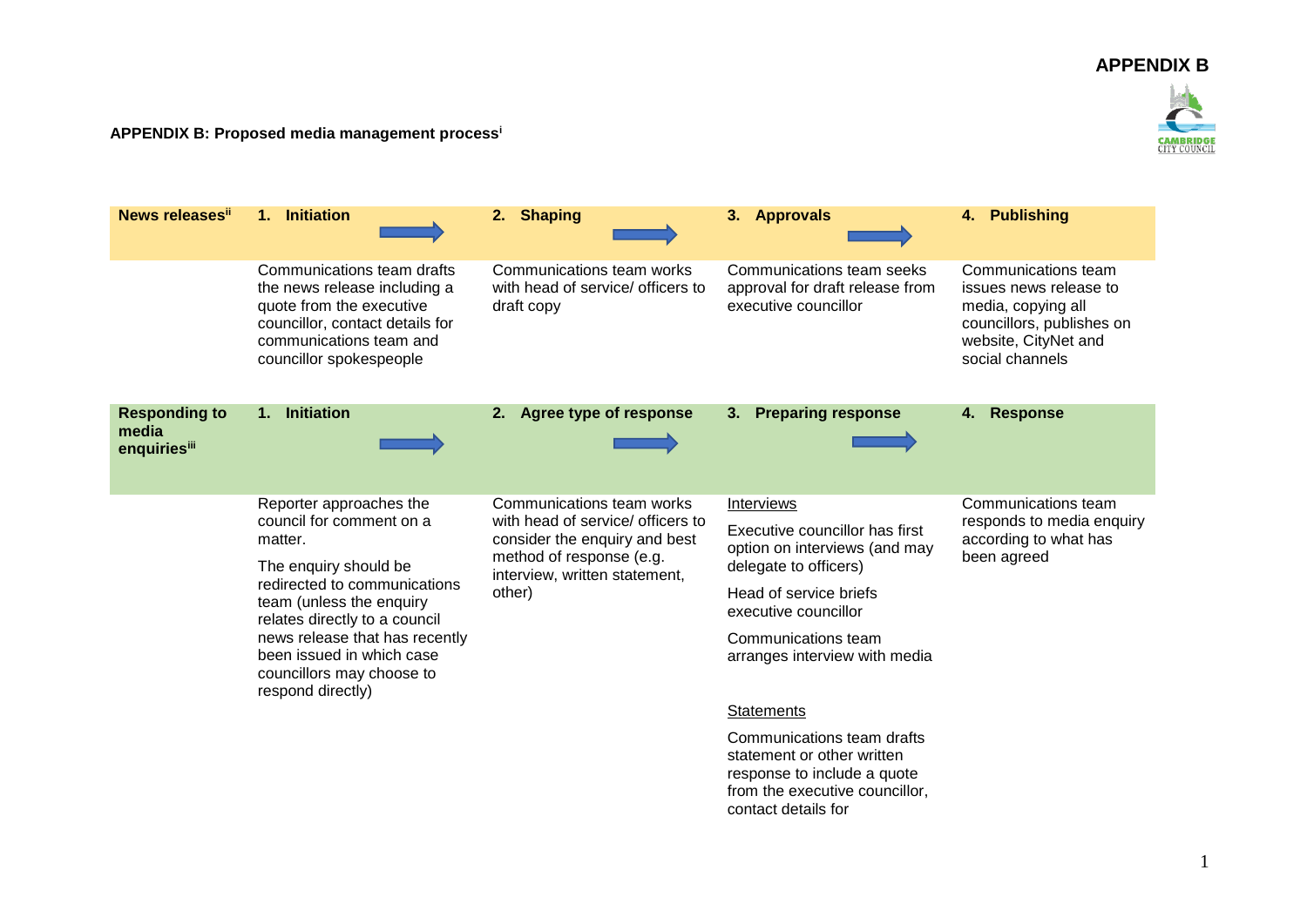# APPENDIX B

**APPENDIX B: Proposed media management process**[i]

| **News releases**[ii] | **1. Initiation** | **2. Shaping** | **3. Approvals** | **4. Publishing** |
|---|---|---|---|---|
| | Communications team drafts the news release including a quote from the executive councillor, contact details for communications team and councillor spokespeople | Communications team works with head of service/ officers to draft copy | Communications team seeks approval for draft release from executive councillor | Communications team issues news release to media, copying all councillors, publishes on website, CityNet and social channels |
| **Responding to media enquiries**[iii] | **1. Initiation** | **2. Agree type of response** | **3. Preparing response** | **4. Response** |
| | Reporter approaches the council for comment on a matter.<br><br>The enquiry should be redirected to communications team (unless the enquiry relates directly to a council news release that has recently been issued in which case councillors may choose to respond directly) | Communications team works with head of service/ officers to consider the enquiry and best method of response (e.g. interview, written statement, other) | Interviews<br><br>Executive councillor has first option on interviews (and may delegate to officers)<br><br>Head of service briefs executive councillor<br><br>Communications team arranges interview with media<br><br>Statements<br><br>Communications team drafts statement or other written response to include a quote from the executive councillor, contact details for | Communications team responds to media enquiry according to what has been agreed |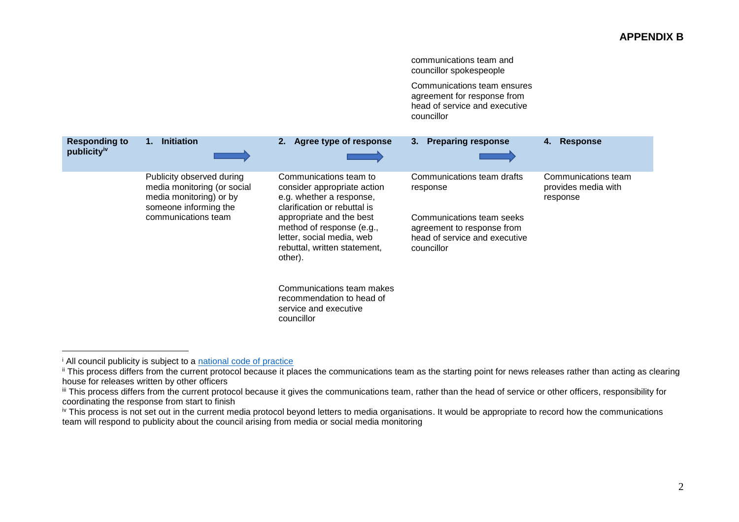## APPENDIX B

communications team and councillor spokespeople

Communications team ensures agreement for response from head of service and executive councillor

| Responding to publicity[iv] | 1. Initiation | 2. Agree type of response | 3. Preparing response | 4. Response |
|---|---|---|---|---|
| | Publicity observed during media monitoring (or social media monitoring) or by someone informing the communications team | Communications team to consider appropriate action e.g. whether a response, clarification or rebuttal is appropriate and the best method of response (e.g., letter, social media, web rebuttal, written statement, other).<br><br>Communications team makes recommendation to head of service and executive councillor | Communications team drafts response<br><br>Communications team seeks agreement to response from head of service and executive councillor | Communications team provides media with response |

---

[i] All council publicity is subject to a [national code of practice]

[ii] This process differs from the current protocol because it places the communications team as the starting point for news releases rather than acting as clearing house for releases written by other officers

[iii] This process differs from the current protocol because it gives the communications team, rather than the head of service or other officers, responsibility for coordinating the response from start to finish

[iv] This process is not set out in the current media protocol beyond letters to media organisations. It would be appropriate to record how the communications team will respond to publicity about the council arising from media or social media monitoring